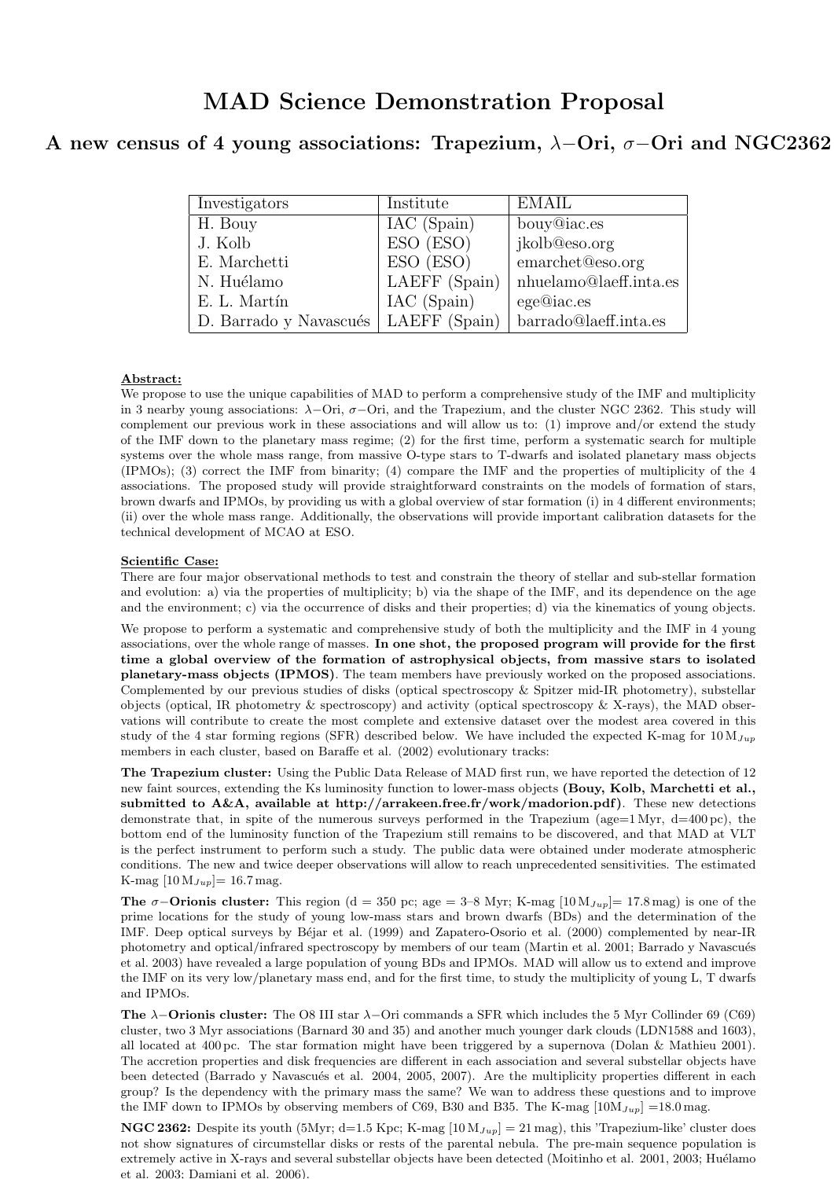# MAD Science Demonstration Proposal

## A new census of 4 young associations: Trapezium, $\lambda-$Ori, $\sigma-$Ori and NGC2362

| Investigators | Institute | EMAIL |
| --- | --- | --- |
| H. Bouy | IAC (Spain) | bouy@iac.es |
| J. Kolb | ESO (ESO) | jkolb@eso.org |
| E. Marchetti | ESO (ESO) | emarchet@eso.org |
| N. Huélamo | LAEFF (Spain) | nhuelamo@laeff.inta.es |
| E. L. Martín | IAC (Spain) | ege@iac.es |
| D. Barrado y Navascués | LAEFF (Spain) | barrado@laeff.inta.es |

**Abstract:**

We propose to use the unique capabilities of MAD to perform a comprehensive study of the IMF and multiplicity in 3 nearby young associations: $\lambda-$Ori, $\sigma-$Ori, and the Trapezium, and the cluster NGC 2362. This study will complement our previous work in these associations and will allow us to: (1) improve and/or extend the study of the IMF down to the planetary mass regime; (2) for the first time, perform a systematic search for multiple systems over the whole mass range, from massive O-type stars to T-dwarfs and isolated planetary mass objects (IPMOs); (3) correct the IMF from binarity; (4) compare the IMF and the properties of multiplicity of the 4 associations. The proposed study will provide straightforward constraints on the models of formation of stars, brown dwarfs and IPMOs, by providing us with a global overview of star formation (i) in 4 different environments; (ii) over the whole mass range. Additionally, the observations will provide important calibration datasets for the technical development of MCAO at ESO.

**Scientific Case:**

There are four major observational methods to test and constrain the theory of stellar and sub-stellar formation and evolution: a) via the properties of multiplicity; b) via the shape of the IMF, and its dependence on the age and the environment; c) via the occurrence of disks and their properties; d) via the kinematics of young objects.

We propose to perform a systematic and comprehensive study of both the multiplicity and the IMF in 4 young associations, over the whole range of masses. **In one shot, the proposed program will provide for the first time a global overview of the formation of astrophysical objects, from massive stars to isolated planetary-mass objects (IPMOS)**. The team members have previously worked on the proposed associations. Complemented by our previous studies of disks (optical spectroscopy & Spitzer mid-IR photometry), substellar objects (optical, IR photometry & spectroscopy) and activity (optical spectroscopy & X-rays), the MAD observations will contribute to create the most complete and extensive dataset over the modest area covered in this study of the 4 star forming regions (SFR) described below. We have included the expected K-mag for $10\,M_{Jup}$ members in each cluster, based on Baraffe et al. (2002) evolutionary tracks:

**The Trapezium cluster:** Using the Public Data Release of MAD first run, we have reported the detection of 12 new faint sources, extending the Ks luminosity function to lower-mass objects **(Bouy, Kolb, Marchetti et al., submitted to A&A, available at http://arrakeen.free.fr/work/madorion.pdf)**. These new detections demonstrate that, in spite of the numerous surveys performed in the Trapezium (age=1 Myr, d=400 pc), the bottom end of the luminosity function of the Trapezium still remains to be discovered, and that MAD at VLT is the perfect instrument to perform such a study. The public data were obtained under moderate atmospheric conditions. The new and twice deeper observations will allow to reach unprecedented sensitivities. The estimated K-mag [$10\,M_{Jup}$]= 16.7 mag.

**The $\sigma-$Orionis cluster:** This region (d = 350 pc; age = 3–8 Myr; K-mag [$10\,M_{Jup}$]= 17.8 mag) is one of the prime locations for the study of young low-mass stars and brown dwarfs (BDs) and the determination of the IMF. Deep optical surveys by Béjar et al. (1999) and Zapatero-Osorio et al. (2000) complemented by near-IR photometry and optical/infrared spectroscopy by members of our team (Martin et al. 2001; Barrado y Navascués et al. 2003) have revealed a large population of young BDs and IPMOs. MAD will allow us to extend and improve the IMF on its very low/planetary mass end, and for the first time, to study the multiplicity of young L, T dwarfs and IPMOs.

**The $\lambda-$Orionis cluster:** The O8 III star $\lambda-$Ori commands a SFR which includes the 5 Myr Collinder 69 (C69) cluster, two 3 Myr associations (Barnard 30 and 35) and another much younger dark clouds (LDN1588 and 1603), all located at 400 pc. The star formation might have been triggered by a supernova (Dolan & Mathieu 2001). The accretion properties and disk frequencies are different in each association and several substellar objects have been detected (Barrado y Navascués et al. 2004, 2005, 2007). Are the multiplicity properties different in each group? Is the dependency with the primary mass the same? We wan to address these questions and to improve the IMF down to IPMOs by observing members of C69, B30 and B35. The K-mag [$10M_{Jup}$] =18.0 mag.

**NGC 2362:** Despite its youth (5Myr; d=1.5 Kpc; K-mag [$10\,M_{Jup}$] = 21 mag), this 'Trapezium-like' cluster does not show signatures of circumstellar disks or rests of the parental nebula. The pre-main sequence population is extremely active in X-rays and several substellar objects have been detected (Moitinho et al. 2001, 2003; Huélamo et al. 2003; Damiani et al. 2006).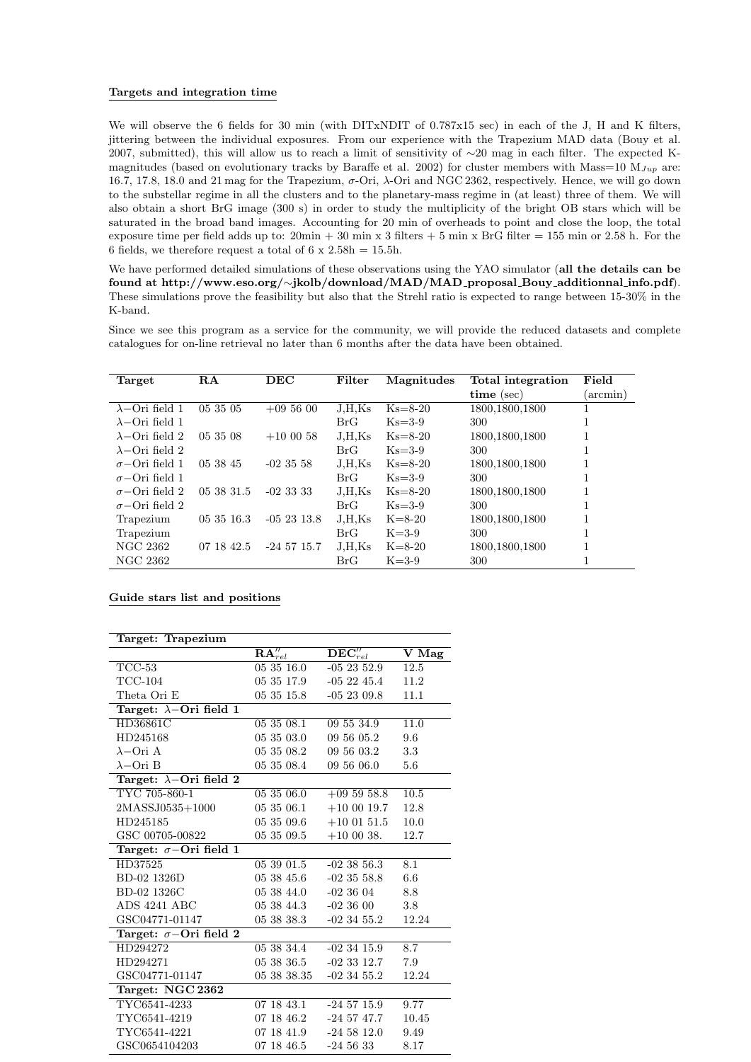**Targets and integration time**

We will observe the 6 fields for 30 min (with DITxNDIT of 0.787x15 sec) in each of the J, H and K filters, jittering between the individual exposures. From our experience with the Trapezium MAD data (Bouy et al. 2007, submitted), this will allow us to reach a limit of sensitivity of ∼20 mag in each filter. The expected K-magnitudes (based on evolutionary tracks by Baraffe et al. 2002) for cluster members with Mass=10 $M_{Jup}$ are: 16.7, 17.8, 18.0 and 21 mag for the Trapezium, σ-Ori, λ-Ori and NGC 2362, respectively. Hence, we will go down to the substellar regime in all the clusters and to the planetary-mass regime in (at least) three of them. We will also obtain a short BrG image (300 s) in order to study the multiplicity of the bright OB stars which will be saturated in the broad band images. Accounting for 20 min of overheads to point and close the loop, the total exposure time per field adds up to: 20min + 30 min x 3 filters + 5 min x BrG filter = 155 min or 2.58 h. For the 6 fields, we therefore request a total of 6 x 2.58h = 15.5h.

We have performed detailed simulations of these observations using the YAO simulator (**all the details can be found at http://www.eso.org/∼jkolb/download/MAD/MAD_proposal_Bouy_additionnal_info.pdf**). These simulations prove the feasibility but also that the Strehl ratio is expected to range between 15-30% in the K-band.

Since we see this program as a service for the community, we will provide the reduced datasets and complete catalogues for on-line retrieval no later than 6 months after the data have been obtained.

| **Target** | **RA** | **DEC** | **Filter** | **Magnitudes** | **Total integration time** (sec) | **Field** (arcmin) |
|---|---|---|---|---|---|---|
| λ−Ori field 1 | 05 35 05 | +09 56 00 | J,H,Ks | Ks=8-20 | 1800,1800,1800 | 1 |
| λ−Ori field 1 | | | BrG | Ks=3-9 | 300 | 1 |
| λ−Ori field 2 | 05 35 08 | +10 00 58 | J,H,Ks | Ks=8-20 | 1800,1800,1800 | 1 |
| λ−Ori field 2 | | | BrG | Ks=3-9 | 300 | 1 |
| σ−Ori field 1 | 05 38 45 | -02 35 58 | J,H,Ks | Ks=8-20 | 1800,1800,1800 | 1 |
| σ−Ori field 1 | | | BrG | Ks=3-9 | 300 | 1 |
| σ−Ori field 2 | 05 38 31.5 | -02 33 33 | J,H,Ks | Ks=8-20 | 1800,1800,1800 | 1 |
| σ−Ori field 2 | | | BrG | Ks=3-9 | 300 | 1 |
| Trapezium | 05 35 16.3 | -05 23 13.8 | J,H,Ks | K=8-20 | 1800,1800,1800 | 1 |
| Trapezium | | | BrG | K=3-9 | 300 | 1 |
| NGC 2362 | 07 18 42.5 | -24 57 15.7 | J,H,Ks | K=8-20 | 1800,1800,1800 | 1 |
| NGC 2362 | | | BrG | K=3-9 | 300 | 1 |

**Guide stars list and positions**

| **Target: Trapezium** | | | |
|---|---|---|---|
| | $\mathbf{RA}''_{rel}$ | $\mathbf{DEC}''_{rel}$ | **V Mag** |
| TCC-53 | 05 35 16.0 | -05 23 52.9 | 12.5 |
| TCC-104 | 05 35 17.9 | -05 22 45.4 | 11.2 |
| Theta Ori E | 05 35 15.8 | -05 23 09.8 | 11.1 |
| **Target: λ−Ori field 1** | | | |
| HD36861C | 05 35 08.1 | 09 55 34.9 | 11.0 |
| HD245168 | 05 35 03.0 | 09 56 05.2 | 9.6 |
| λ−Ori A | 05 35 08.2 | 09 56 03.2 | 3.3 |
| λ−Ori B | 05 35 08.4 | 09 56 06.0 | 5.6 |
| **Target: λ−Ori field 2** | | | |
| TYC 705-860-1 | 05 35 06.0 | +09 59 58.8 | 10.5 |
| 2MASSJ0535+1000 | 05 35 06.1 | +10 00 19.7 | 12.8 |
| HD245185 | 05 35 09.6 | +10 01 51.5 | 10.0 |
| GSC 00705-00822 | 05 35 09.5 | +10 00 38. | 12.7 |
| **Target: σ−Ori field 1** | | | |
| HD37525 | 05 39 01.5 | -02 38 56.3 | 8.1 |
| BD-02 1326D | 05 38 45.6 | -02 35 58.8 | 6.6 |
| BD-02 1326C | 05 38 44.0 | -02 36 04 | 8.8 |
| ADS 4241 ABC | 05 38 44.3 | -02 36 00 | 3.8 |
| GSC04771-01147 | 05 38 38.3 | -02 34 55.2 | 12.24 |
| **Target: σ−Ori field 2** | | | |
| HD294272 | 05 38 34.4 | -02 34 15.9 | 8.7 |
| HD294271 | 05 38 36.5 | -02 33 12.7 | 7.9 |
| GSC04771-01147 | 05 38 38.35 | -02 34 55.2 | 12.24 |
| **Target: NGC 2362** | | | |
| TYC6541-4233 | 07 18 43.1 | -24 57 15.9 | 9.77 |
| TYC6541-4219 | 07 18 46.2 | -24 57 47.7 | 10.45 |
| TYC6541-4221 | 07 18 41.9 | -24 58 12.0 | 9.49 |
| GSC0654104203 | 07 18 46.5 | -24 56 33 | 8.17 |